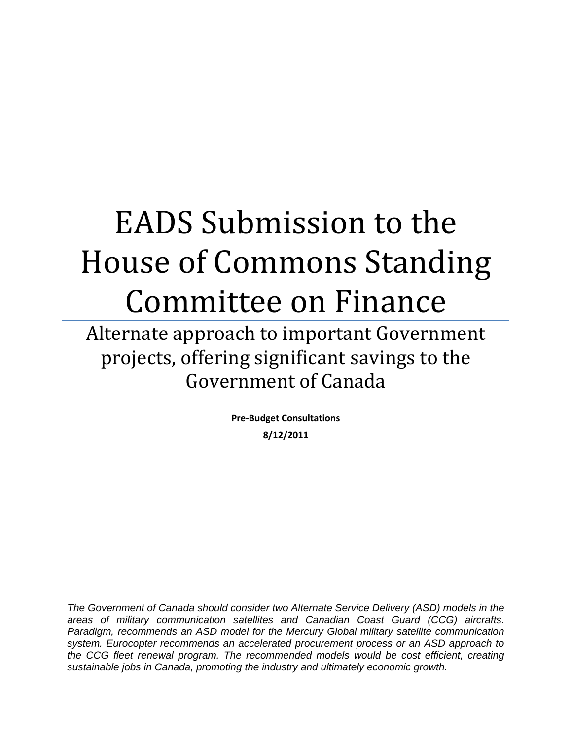# EADS Submission to the House of Commons Standing Committee on Finance

## Alternate approach to important Government projects, offering significant savings to the Government of Canada

**Pre-Budget Consultations**

**8/12/2011**

*The Government of Canada should consider two Alternate Service Delivery (ASD) models in the areas of military communication satellites and Canadian Coast Guard (CCG) aircrafts. Paradigm, recommends an ASD model for the Mercury Global military satellite communication system. Eurocopter recommends an accelerated procurement process or an ASD approach to the CCG fleet renewal program. The recommended models would be cost efficient, creating sustainable jobs in Canada, promoting the industry and ultimately economic growth.*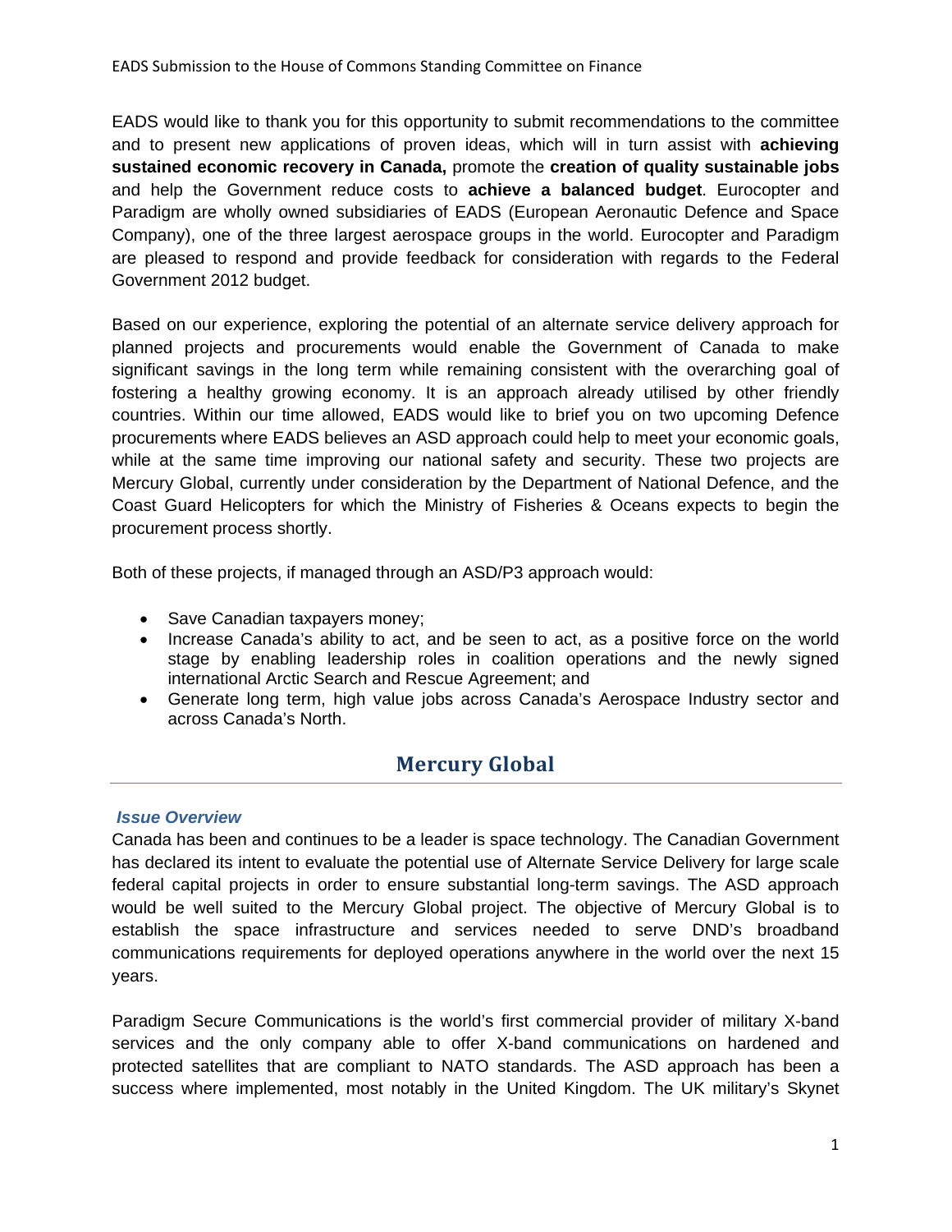EADS would like to thank you for this opportunity to submit recommendations to the committee and to present new applications of proven ideas, which will in turn assist with **achieving sustained economic recovery in Canada,** promote the **creation of quality sustainable jobs** and help the Government reduce costs to **achieve a balanced budget**. Eurocopter and Paradigm are wholly owned subsidiaries of EADS (European Aeronautic Defence and Space Company), one of the three largest aerospace groups in the world. Eurocopter and Paradigm are pleased to respond and provide feedback for consideration with regards to the Federal Government 2012 budget.

Based on our experience, exploring the potential of an alternate service delivery approach for planned projects and procurements would enable the Government of Canada to make significant savings in the long term while remaining consistent with the overarching goal of fostering a healthy growing economy. It is an approach already utilised by other friendly countries. Within our time allowed, EADS would like to brief you on two upcoming Defence procurements where EADS believes an ASD approach could help to meet your economic goals, while at the same time improving our national safety and security. These two projects are Mercury Global, currently under consideration by the Department of National Defence, and the Coast Guard Helicopters for which the Ministry of Fisheries & Oceans expects to begin the procurement process shortly.

Both of these projects, if managed through an ASD/P3 approach would:

- Save Canadian taxpayers money;
- Increase Canada's ability to act, and be seen to act, as a positive force on the world stage by enabling leadership roles in coalition operations and the newly signed international Arctic Search and Rescue Agreement; and
- Generate long term, high value jobs across Canada's Aerospace Industry sector and across Canada's North.

## Mercury Global

### *Issue Overview*

Canada has been and continues to be a leader is space technology. The Canadian Government has declared its intent to evaluate the potential use of Alternate Service Delivery for large scale federal capital projects in order to ensure substantial long-term savings. The ASD approach would be well suited to the Mercury Global project. The objective of Mercury Global is to establish the space infrastructure and services needed to serve DND's broadband communications requirements for deployed operations anywhere in the world over the next 15 years.

Paradigm Secure Communications is the world's first commercial provider of military X-band services and the only company able to offer X-band communications on hardened and protected satellites that are compliant to NATO standards. The ASD approach has been a success where implemented, most notably in the United Kingdom. The UK military's Skynet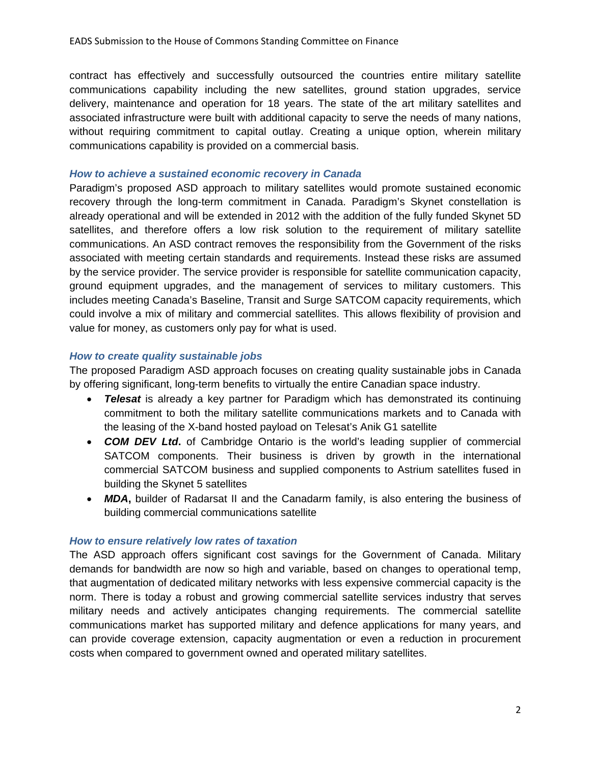contract has effectively and successfully outsourced the countries entire military satellite communications capability including the new satellites, ground station upgrades, service delivery, maintenance and operation for 18 years. The state of the art military satellites and associated infrastructure were built with additional capacity to serve the needs of many nations, without requiring commitment to capital outlay. Creating a unique option, wherein military communications capability is provided on a commercial basis.

### *How to achieve a sustained economic recovery in Canada*

Paradigm's proposed ASD approach to military satellites would promote sustained economic recovery through the long-term commitment in Canada. Paradigm's Skynet constellation is already operational and will be extended in 2012 with the addition of the fully funded Skynet 5D satellites, and therefore offers a low risk solution to the requirement of military satellite communications. An ASD contract removes the responsibility from the Government of the risks associated with meeting certain standards and requirements. Instead these risks are assumed by the service provider. The service provider is responsible for satellite communication capacity, ground equipment upgrades, and the management of services to military customers. This includes meeting Canada's Baseline, Transit and Surge SATCOM capacity requirements, which could involve a mix of military and commercial satellites. This allows flexibility of provision and value for money, as customers only pay for what is used.

### *How to create quality sustainable jobs*

The proposed Paradigm ASD approach focuses on creating quality sustainable jobs in Canada by offering significant, long-term benefits to virtually the entire Canadian space industry.

- ***Telesat*** is already a key partner for Paradigm which has demonstrated its continuing commitment to both the military satellite communications markets and to Canada with the leasing of the X-band hosted payload on Telesat's Anik G1 satellite
- ***COM DEV Ltd*.** of Cambridge Ontario is the world's leading supplier of commercial SATCOM components. Their business is driven by growth in the international commercial SATCOM business and supplied components to Astrium satellites fused in building the Skynet 5 satellites
- ***MDA*,** builder of Radarsat II and the Canadarm family, is also entering the business of building commercial communications satellite

### *How to ensure relatively low rates of taxation*

The ASD approach offers significant cost savings for the Government of Canada. Military demands for bandwidth are now so high and variable, based on changes to operational temp, that augmentation of dedicated military networks with less expensive commercial capacity is the norm. There is today a robust and growing commercial satellite services industry that serves military needs and actively anticipates changing requirements. The commercial satellite communications market has supported military and defence applications for many years, and can provide coverage extension, capacity augmentation or even a reduction in procurement costs when compared to government owned and operated military satellites.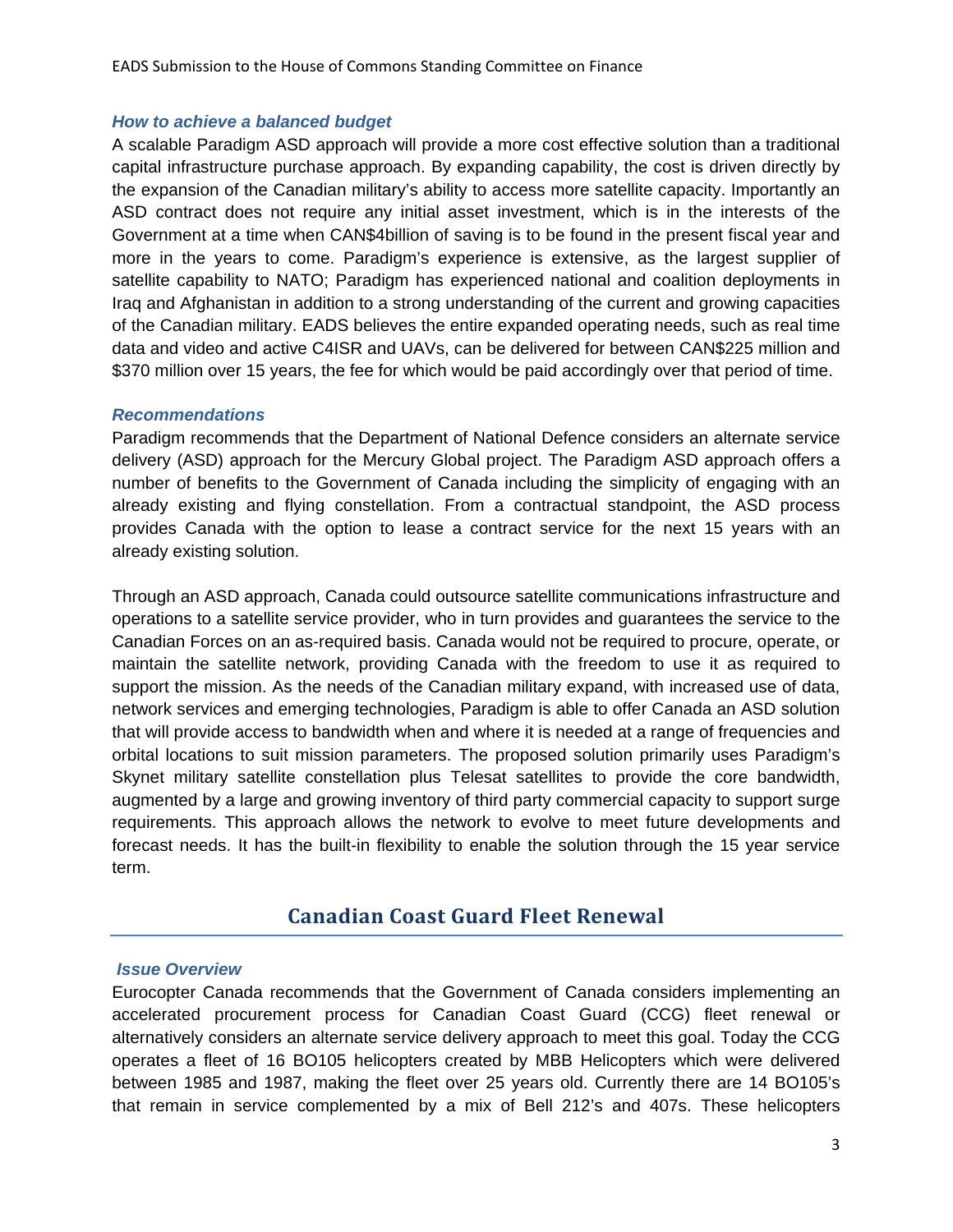### *How to achieve a balanced budget*

A scalable Paradigm ASD approach will provide a more cost effective solution than a traditional capital infrastructure purchase approach. By expanding capability, the cost is driven directly by the expansion of the Canadian military's ability to access more satellite capacity. Importantly an ASD contract does not require any initial asset investment, which is in the interests of the Government at a time when CAN$4billion of saving is to be found in the present fiscal year and more in the years to come. Paradigm's experience is extensive, as the largest supplier of satellite capability to NATO; Paradigm has experienced national and coalition deployments in Iraq and Afghanistan in addition to a strong understanding of the current and growing capacities of the Canadian military. EADS believes the entire expanded operating needs, such as real time data and video and active C4ISR and UAVs, can be delivered for between CAN$225 million and $370 million over 15 years, the fee for which would be paid accordingly over that period of time.

### *Recommendations*

Paradigm recommends that the Department of National Defence considers an alternate service delivery (ASD) approach for the Mercury Global project. The Paradigm ASD approach offers a number of benefits to the Government of Canada including the simplicity of engaging with an already existing and flying constellation. From a contractual standpoint, the ASD process provides Canada with the option to lease a contract service for the next 15 years with an already existing solution.

Through an ASD approach, Canada could outsource satellite communications infrastructure and operations to a satellite service provider, who in turn provides and guarantees the service to the Canadian Forces on an as-required basis. Canada would not be required to procure, operate, or maintain the satellite network, providing Canada with the freedom to use it as required to support the mission. As the needs of the Canadian military expand, with increased use of data, network services and emerging technologies, Paradigm is able to offer Canada an ASD solution that will provide access to bandwidth when and where it is needed at a range of frequencies and orbital locations to suit mission parameters. The proposed solution primarily uses Paradigm's Skynet military satellite constellation plus Telesat satellites to provide the core bandwidth, augmented by a large and growing inventory of third party commercial capacity to support surge requirements. This approach allows the network to evolve to meet future developments and forecast needs. It has the built-in flexibility to enable the solution through the 15 year service term.

## Canadian Coast Guard Fleet Renewal

### *Issue Overview*

Eurocopter Canada recommends that the Government of Canada considers implementing an accelerated procurement process for Canadian Coast Guard (CCG) fleet renewal or alternatively considers an alternate service delivery approach to meet this goal. Today the CCG operates a fleet of 16 BO105 helicopters created by MBB Helicopters which were delivered between 1985 and 1987, making the fleet over 25 years old. Currently there are 14 BO105's that remain in service complemented by a mix of Bell 212's and 407s. These helicopters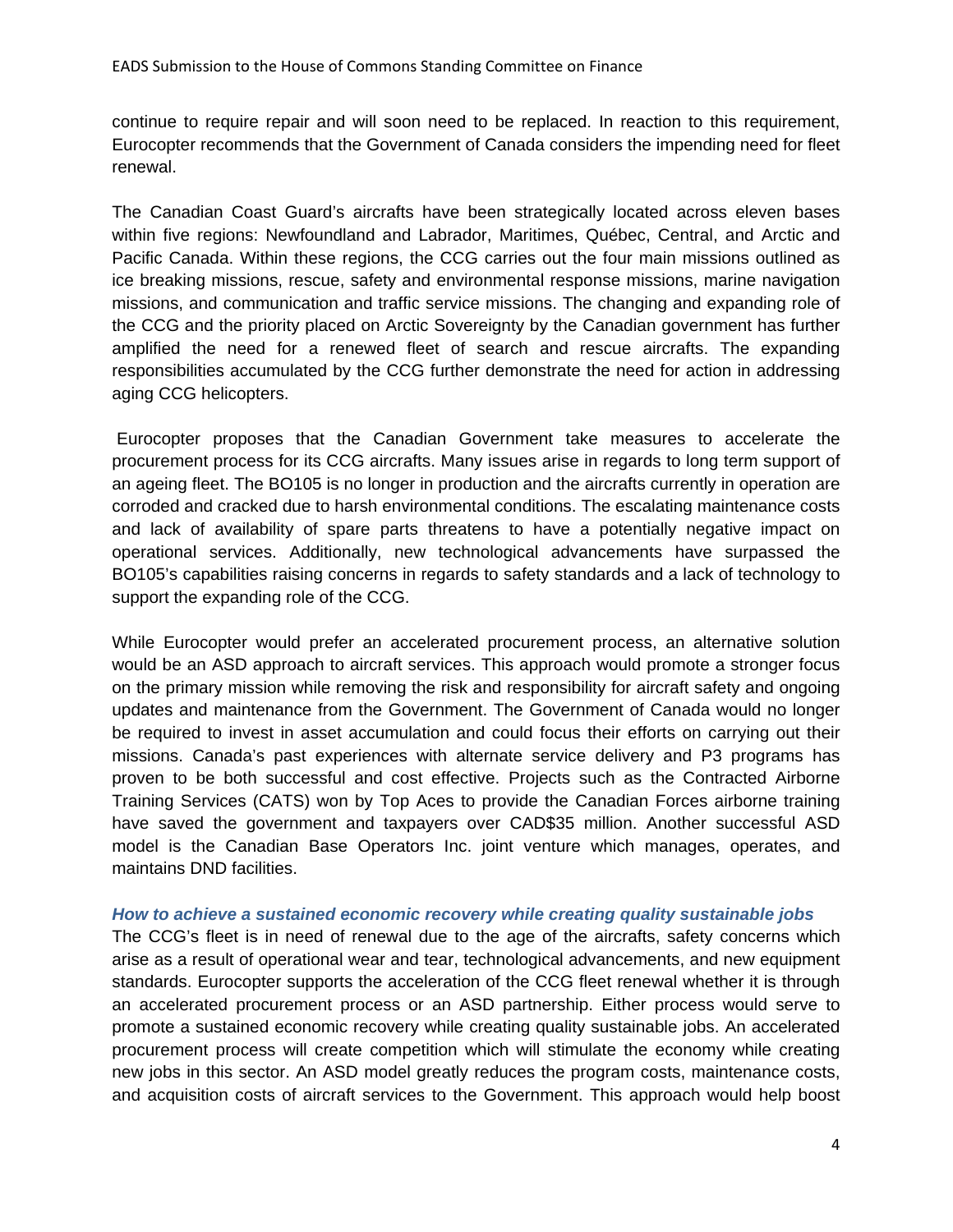continue to require repair and will soon need to be replaced. In reaction to this requirement, Eurocopter recommends that the Government of Canada considers the impending need for fleet renewal.

The Canadian Coast Guard's aircrafts have been strategically located across eleven bases within five regions: Newfoundland and Labrador, Maritimes, Québec, Central, and Arctic and Pacific Canada. Within these regions, the CCG carries out the four main missions outlined as ice breaking missions, rescue, safety and environmental response missions, marine navigation missions, and communication and traffic service missions. The changing and expanding role of the CCG and the priority placed on Arctic Sovereignty by the Canadian government has further amplified the need for a renewed fleet of search and rescue aircrafts. The expanding responsibilities accumulated by the CCG further demonstrate the need for action in addressing aging CCG helicopters.

Eurocopter proposes that the Canadian Government take measures to accelerate the procurement process for its CCG aircrafts. Many issues arise in regards to long term support of an ageing fleet. The BO105 is no longer in production and the aircrafts currently in operation are corroded and cracked due to harsh environmental conditions. The escalating maintenance costs and lack of availability of spare parts threatens to have a potentially negative impact on operational services. Additionally, new technological advancements have surpassed the BO105's capabilities raising concerns in regards to safety standards and a lack of technology to support the expanding role of the CCG.

While Eurocopter would prefer an accelerated procurement process, an alternative solution would be an ASD approach to aircraft services. This approach would promote a stronger focus on the primary mission while removing the risk and responsibility for aircraft safety and ongoing updates and maintenance from the Government. The Government of Canada would no longer be required to invest in asset accumulation and could focus their efforts on carrying out their missions. Canada's past experiences with alternate service delivery and P3 programs has proven to be both successful and cost effective. Projects such as the Contracted Airborne Training Services (CATS) won by Top Aces to provide the Canadian Forces airborne training have saved the government and taxpayers over CAD$35 million. Another successful ASD model is the Canadian Base Operators Inc. joint venture which manages, operates, and maintains DND facilities.

### *How to achieve a sustained economic recovery while creating quality sustainable jobs*

The CCG's fleet is in need of renewal due to the age of the aircrafts, safety concerns which arise as a result of operational wear and tear, technological advancements, and new equipment standards. Eurocopter supports the acceleration of the CCG fleet renewal whether it is through an accelerated procurement process or an ASD partnership. Either process would serve to promote a sustained economic recovery while creating quality sustainable jobs. An accelerated procurement process will create competition which will stimulate the economy while creating new jobs in this sector. An ASD model greatly reduces the program costs, maintenance costs, and acquisition costs of aircraft services to the Government. This approach would help boost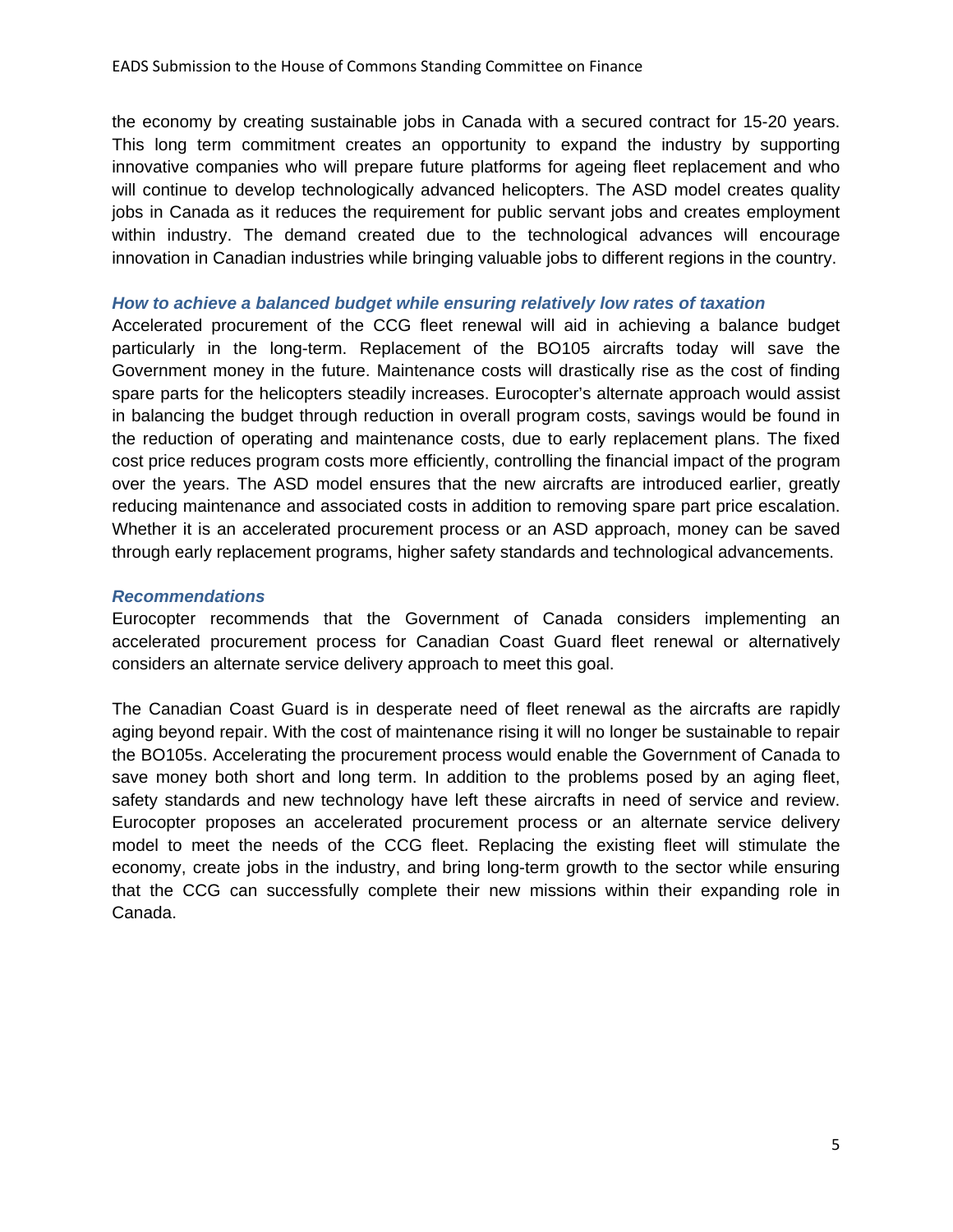the economy by creating sustainable jobs in Canada with a secured contract for 15-20 years. This long term commitment creates an opportunity to expand the industry by supporting innovative companies who will prepare future platforms for ageing fleet replacement and who will continue to develop technologically advanced helicopters. The ASD model creates quality jobs in Canada as it reduces the requirement for public servant jobs and creates employment within industry. The demand created due to the technological advances will encourage innovation in Canadian industries while bringing valuable jobs to different regions in the country.

### *How to achieve a balanced budget while ensuring relatively low rates of taxation*

Accelerated procurement of the CCG fleet renewal will aid in achieving a balance budget particularly in the long-term. Replacement of the BO105 aircrafts today will save the Government money in the future. Maintenance costs will drastically rise as the cost of finding spare parts for the helicopters steadily increases. Eurocopter's alternate approach would assist in balancing the budget through reduction in overall program costs, savings would be found in the reduction of operating and maintenance costs, due to early replacement plans. The fixed cost price reduces program costs more efficiently, controlling the financial impact of the program over the years. The ASD model ensures that the new aircrafts are introduced earlier, greatly reducing maintenance and associated costs in addition to removing spare part price escalation. Whether it is an accelerated procurement process or an ASD approach, money can be saved through early replacement programs, higher safety standards and technological advancements.

### *Recommendations*

Eurocopter recommends that the Government of Canada considers implementing an accelerated procurement process for Canadian Coast Guard fleet renewal or alternatively considers an alternate service delivery approach to meet this goal.

The Canadian Coast Guard is in desperate need of fleet renewal as the aircrafts are rapidly aging beyond repair. With the cost of maintenance rising it will no longer be sustainable to repair the BO105s. Accelerating the procurement process would enable the Government of Canada to save money both short and long term. In addition to the problems posed by an aging fleet, safety standards and new technology have left these aircrafts in need of service and review. Eurocopter proposes an accelerated procurement process or an alternate service delivery model to meet the needs of the CCG fleet. Replacing the existing fleet will stimulate the economy, create jobs in the industry, and bring long-term growth to the sector while ensuring that the CCG can successfully complete their new missions within their expanding role in Canada.